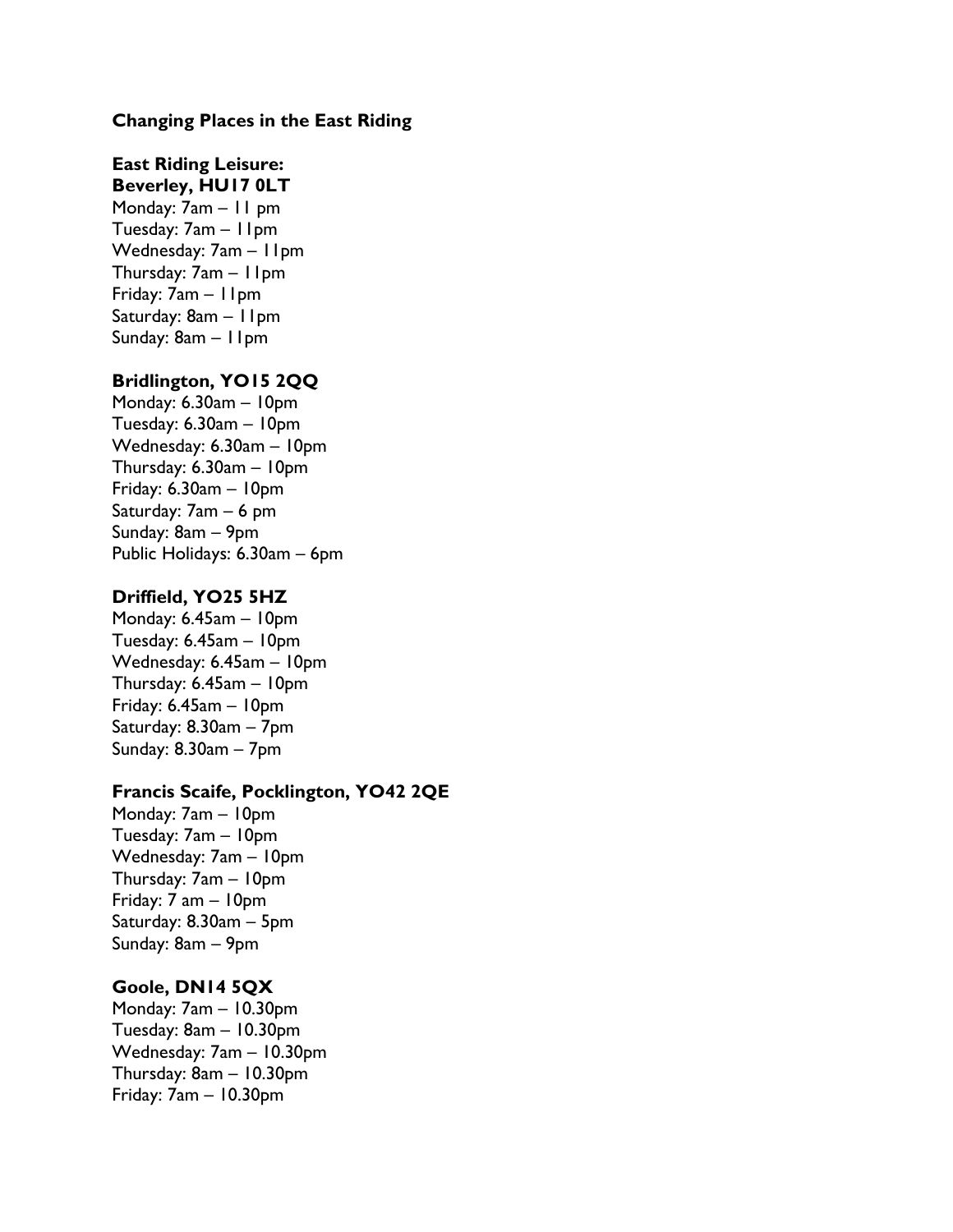**Changing Places in the East Riding**

**East Riding Leisure:**
**Beverley, HU17 0LT**

Monday: 7am – 11 pm
Tuesday: 7am – 11pm
Wednesday: 7am – 11pm
Thursday: 7am – 11pm
Friday: 7am – 11pm
Saturday: 8am – 11pm
Sunday: 8am – 11pm

**Bridlington, YO15 2QQ**

Monday: 6.30am – 10pm
Tuesday: 6.30am – 10pm
Wednesday: 6.30am – 10pm
Thursday: 6.30am – 10pm
Friday: 6.30am – 10pm
Saturday: 7am – 6 pm
Sunday: 8am – 9pm
Public Holidays: 6.30am – 6pm

**Driffield, YO25 5HZ**

Monday: 6.45am – 10pm
Tuesday: 6.45am – 10pm
Wednesday: 6.45am – 10pm
Thursday: 6.45am – 10pm
Friday: 6.45am – 10pm
Saturday: 8.30am – 7pm
Sunday: 8.30am – 7pm

**Francis Scaife, Pocklington, YO42 2QE**

Monday: 7am – 10pm
Tuesday: 7am – 10pm
Wednesday: 7am – 10pm
Thursday: 7am – 10pm
Friday: 7 am – 10pm
Saturday: 8.30am – 5pm
Sunday: 8am – 9pm

**Goole, DN14 5QX**

Monday: 7am – 10.30pm
Tuesday: 8am – 10.30pm
Wednesday: 7am – 10.30pm
Thursday: 8am – 10.30pm
Friday: 7am – 10.30pm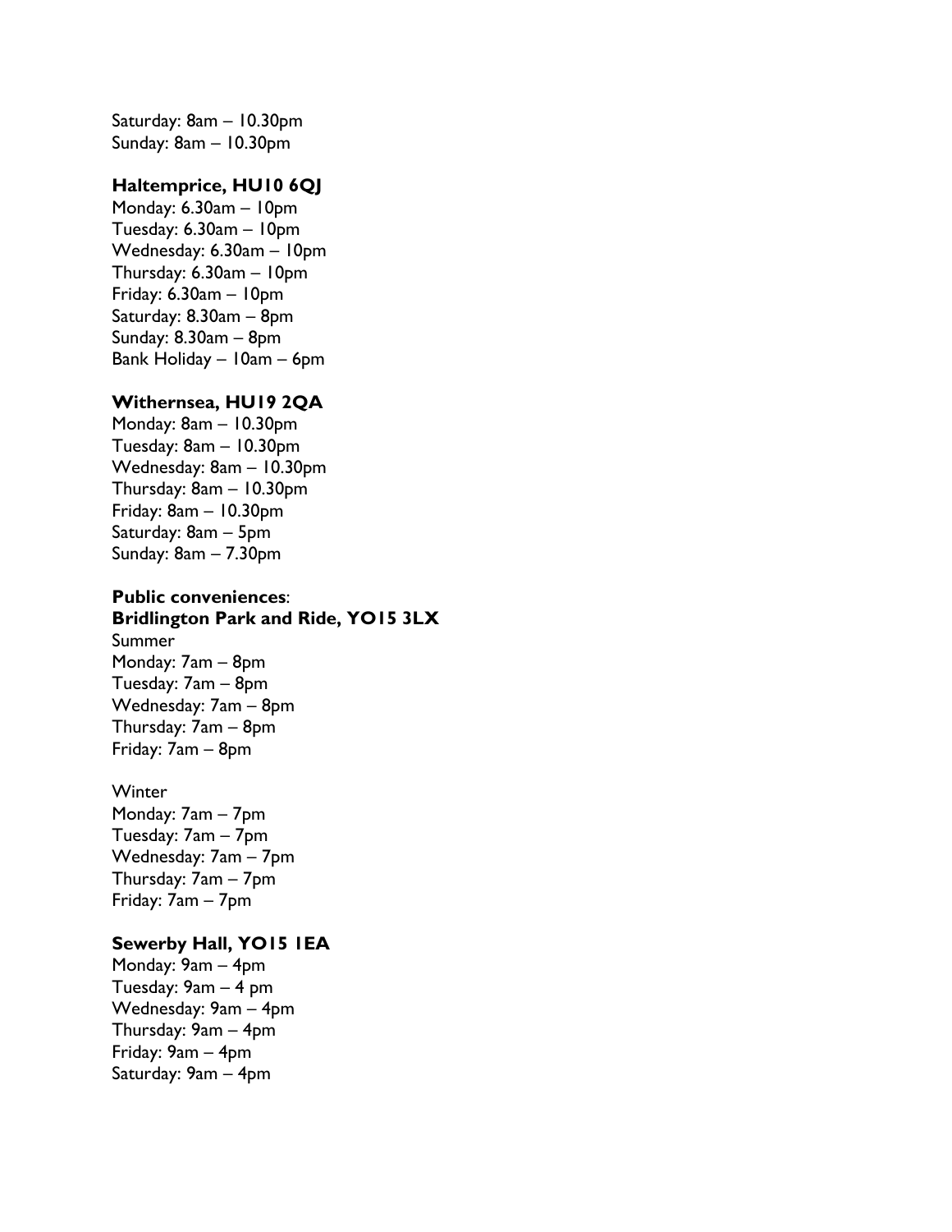Saturday: 8am – 10.30pm
Sunday: 8am – 10.30pm

**Haltemprice, HU10 6QJ**
Monday: 6.30am – 10pm
Tuesday: 6.30am – 10pm
Wednesday: 6.30am – 10pm
Thursday: 6.30am – 10pm
Friday: 6.30am – 10pm
Saturday: 8.30am – 8pm
Sunday: 8.30am – 8pm
Bank Holiday – 10am – 6pm

**Withernsea, HU19 2QA**
Monday: 8am – 10.30pm
Tuesday: 8am – 10.30pm
Wednesday: 8am – 10.30pm
Thursday: 8am – 10.30pm
Friday: 8am – 10.30pm
Saturday: 8am – 5pm
Sunday: 8am – 7.30pm

**Public conveniences**:
**Bridlington Park and Ride, YO15 3LX**
Summer
Monday: 7am – 8pm
Tuesday: 7am – 8pm
Wednesday: 7am – 8pm
Thursday: 7am – 8pm
Friday: 7am – 8pm

Winter
Monday: 7am – 7pm
Tuesday: 7am – 7pm
Wednesday: 7am – 7pm
Thursday: 7am – 7pm
Friday: 7am – 7pm

**Sewerby Hall, YO15 1EA**
Monday: 9am – 4pm
Tuesday: 9am – 4 pm
Wednesday: 9am – 4pm
Thursday: 9am – 4pm
Friday: 9am – 4pm
Saturday: 9am – 4pm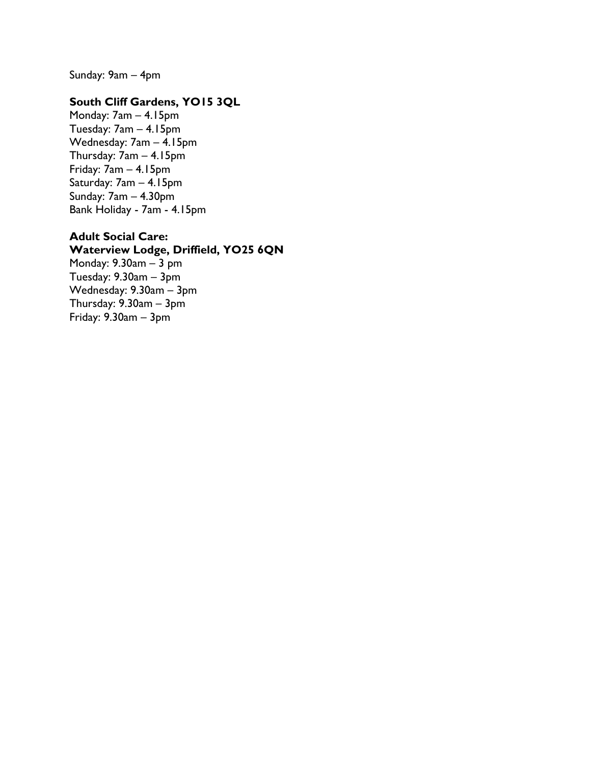Sunday: 9am – 4pm

**South Cliff Gardens, YO15 3QL**

Monday: 7am – 4.15pm
Tuesday: 7am – 4.15pm
Wednesday: 7am – 4.15pm
Thursday: 7am – 4.15pm
Friday: 7am – 4.15pm
Saturday: 7am – 4.15pm
Sunday: 7am – 4.30pm
Bank Holiday - 7am - 4.15pm

**Adult Social Care:**
**Waterview Lodge, Driffield, YO25 6QN**

Monday: 9.30am – 3 pm
Tuesday: 9.30am – 3pm
Wednesday: 9.30am – 3pm
Thursday: 9.30am – 3pm
Friday: 9.30am – 3pm